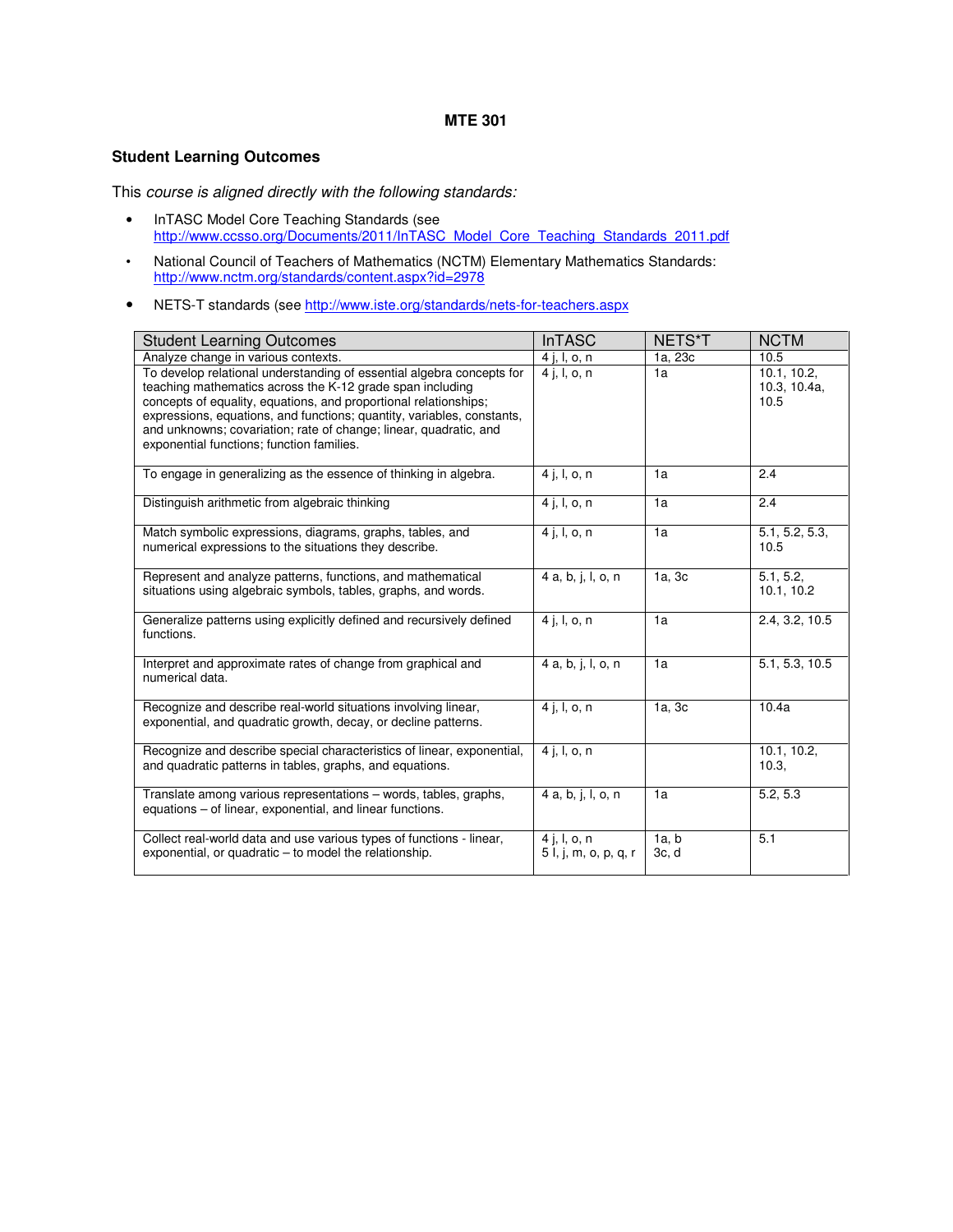**MTE 301**

## Student Learning Outcomes

This *course is aligned directly with the following standards:*

- InTASC Model Core Teaching Standards (see http://www.ccsso.org/Documents/2011/InTASC_Model_Core_Teaching_Standards_2011.pdf
- National Council of Teachers of Mathematics (NCTM) Elementary Mathematics Standards: http://www.nctm.org/standards/content.aspx?id=2978
- NETS-T standards (see http://www.iste.org/standards/nets-for-teachers.aspx

| Student Learning Outcomes | InTASC | NETS*T | NCTM |
|---|---|---|---|
| Analyze change in various contexts. | 4 j, l, o, n | 1a, 23c | 10.5 |
| To develop relational understanding of essential algebra concepts for teaching mathematics across the K-12 grade span including concepts of equality, equations, and proportional relationships; expressions, equations, and functions; quantity, variables, constants, and unknowns; covariation; rate of change; linear, quadratic, and exponential functions; function families. | 4 j, l, o, n | 1a | 10.1, 10.2, 10.3, 10.4a, 10.5 |
| To engage in generalizing as the essence of thinking in algebra. | 4 j, l, o, n | 1a | 2.4 |
| Distinguish arithmetic from algebraic thinking | 4 j, l, o, n | 1a | 2.4 |
| Match symbolic expressions, diagrams, graphs, tables, and numerical expressions to the situations they describe. | 4 j, l, o, n | 1a | 5.1, 5.2, 5.3, 10.5 |
| Represent and analyze patterns, functions, and mathematical situations using algebraic symbols, tables, graphs, and words. | 4 a, b, j, l, o, n | 1a, 3c | 5.1, 5.2, 10.1, 10.2 |
| Generalize patterns using explicitly defined and recursively defined functions. | 4 j, l, o, n | 1a | 2.4, 3.2, 10.5 |
| Interpret and approximate rates of change from graphical and numerical data. | 4 a, b, j, l, o, n | 1a | 5.1, 5.3, 10.5 |
| Recognize and describe real-world situations involving linear, exponential, and quadratic growth, decay, or decline patterns. | 4 j, l, o, n | 1a, 3c | 10.4a |
| Recognize and describe special characteristics of linear, exponential, and quadratic patterns in tables, graphs, and equations. | 4 j, l, o, n | | 10.1, 10.2, 10.3, |
| Translate among various representations – words, tables, graphs, equations – of linear, exponential, and linear functions. | 4 a, b, j, l, o, n | 1a | 5.2, 5.3 |
| Collect real-world data and use various types of functions - linear, exponential, or quadratic – to model the relationship. | 4 j, l, o, n<br>5 l, j, m, o, p, q, r | 1a, b<br>3c, d | 5.1 |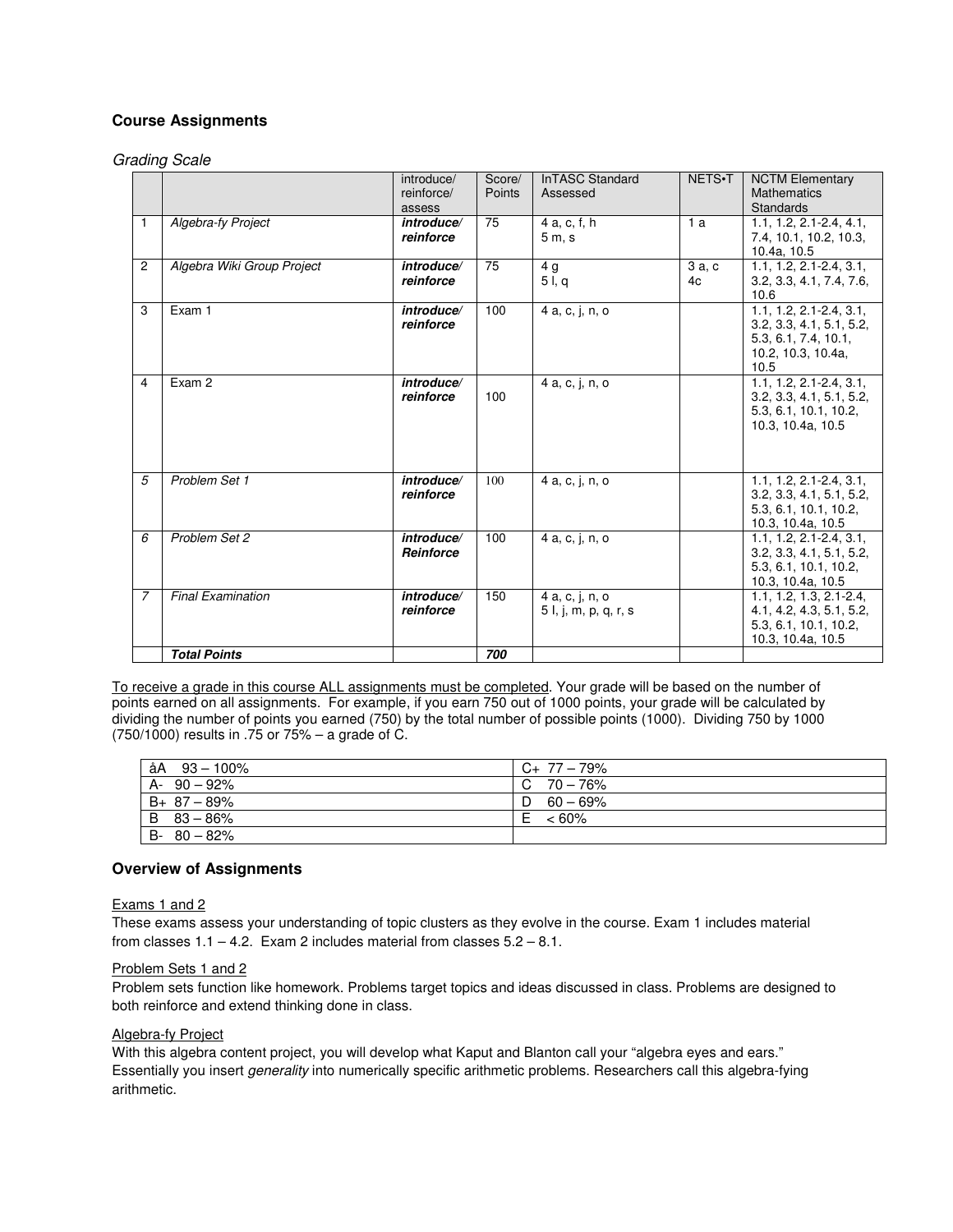## Course Assignments

*Grading Scale*

| | | introduce/ reinforce/ assess | Score/ Points | InTASC Standard Assessed | NETS•T | NCTM Elementary Mathematics Standards |
|---|---|---|---|---|---|---|
| 1 | *Algebra-fy Project* | ***introduce/ reinforce*** | 75 | 4 a, c, f, h<br>5 m, s | 1 a | 1.1, 1.2, 2.1-2.4, 4.1, 7.4, 10.1, 10.2, 10.3, 10.4a, 10.5 |
| 2 | *Algebra Wiki Group Project* | ***introduce/ reinforce*** | 75 | 4 g<br>5 l, q | 3 a, c<br>4c | 1.1, 1.2, 2.1-2.4, 3.1, 3.2, 3.3, 4.1, 7.4, 7.6, 10.6 |
| 3 | Exam 1 | ***introduce/ reinforce*** | 100 | 4 a, c, j, n, o | | 1.1, 1.2, 2.1-2.4, 3.1, 3.2, 3.3, 4.1, 5.1, 5.2, 5.3, 6.1, 7.4, 10.1, 10.2, 10.3, 10.4a, 10.5 |
| 4 | Exam 2 | ***introduce/ reinforce*** | 100 | 4 a, c, j, n, o | | 1.1, 1.2, 2.1-2.4, 3.1, 3.2, 3.3, 4.1, 5.1, 5.2, 5.3, 6.1, 10.1, 10.2, 10.3, 10.4a, 10.5 |
| *5* | *Problem Set 1* | ***introduce/ reinforce*** | 100 | 4 a, c, j, n, o | | 1.1, 1.2, 2.1-2.4, 3.1, 3.2, 3.3, 4.1, 5.1, 5.2, 5.3, 6.1, 10.1, 10.2, 10.3, 10.4a, 10.5 |
| *6* | *Problem Set 2* | ***introduce/ Reinforce*** | 100 | 4 a, c, j, n, o | | 1.1, 1.2, 2.1-2.4, 3.1, 3.2, 3.3, 4.1, 5.1, 5.2, 5.3, 6.1, 10.1, 10.2, 10.3, 10.4a, 10.5 |
| *7* | *Final Examination* | ***introduce/ reinforce*** | 150 | 4 a, c, j, n, o<br>5 l, j, m, p, q, r, s | | 1.1, 1.2, 1.3, 2.1-2.4, 4.1, 4.2, 4.3, 5.1, 5.2, 5.3, 6.1, 10.1, 10.2, 10.3, 10.4a, 10.5 |
| | ***Total Points*** | | ***700*** | | | |

To receive a grade in this course ALL assignments must be completed. Your grade will be based on the number of points earned on all assignments. For example, if you earn 750 out of 1000 points, your grade will be calculated by dividing the number of points you earned (750) by the total number of possible points (1000). Dividing 750 by 1000 (750/1000) results in .75 or 75% – a grade of C.

| | |
|---|---|
| åA 93 – 100% | C+ 77 – 79% |
| A- 90 – 92% | C 70 – 76% |
| B+ 87 – 89% | D 60 – 69% |
| B 83 – 86% | E < 60% |
| B- 80 – 82% | |

## Overview of Assignments

Exams 1 and 2

These exams assess your understanding of topic clusters as they evolve in the course. Exam 1 includes material from classes 1.1 – 4.2. Exam 2 includes material from classes 5.2 – 8.1.

Problem Sets 1 and 2

Problem sets function like homework. Problems target topics and ideas discussed in class. Problems are designed to both reinforce and extend thinking done in class.

Algebra-fy Project

With this algebra content project, you will develop what Kaput and Blanton call your "algebra eyes and ears." Essentially you insert *generality* into numerically specific arithmetic problems. Researchers call this algebra-fying arithmetic.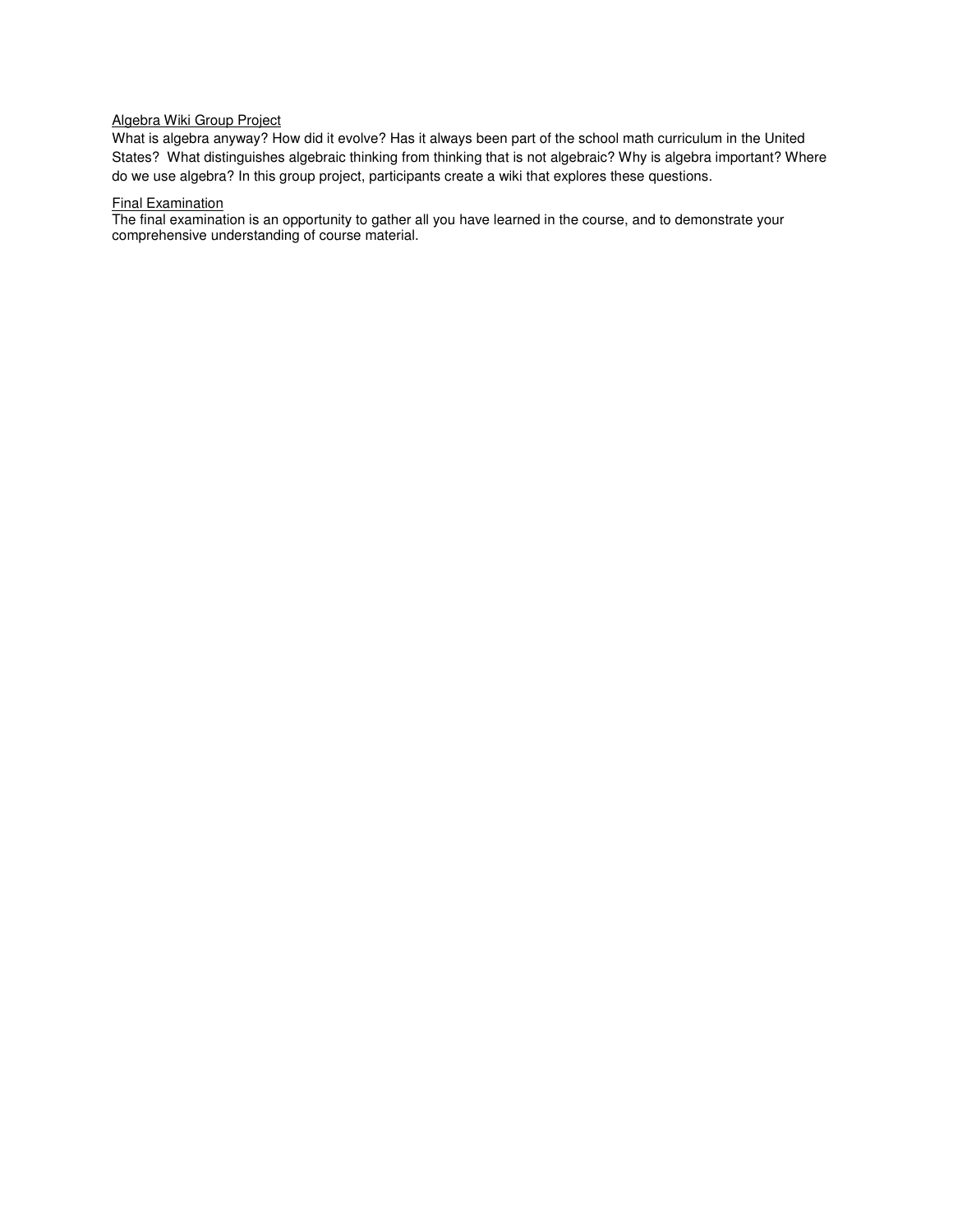Algebra Wiki Group Project

What is algebra anyway? How did it evolve? Has it always been part of the school math curriculum in the United States? What distinguishes algebraic thinking from thinking that is not algebraic? Why is algebra important? Where do we use algebra? In this group project, participants create a wiki that explores these questions.

Final Examination

The final examination is an opportunity to gather all you have learned in the course, and to demonstrate your comprehensive understanding of course material.